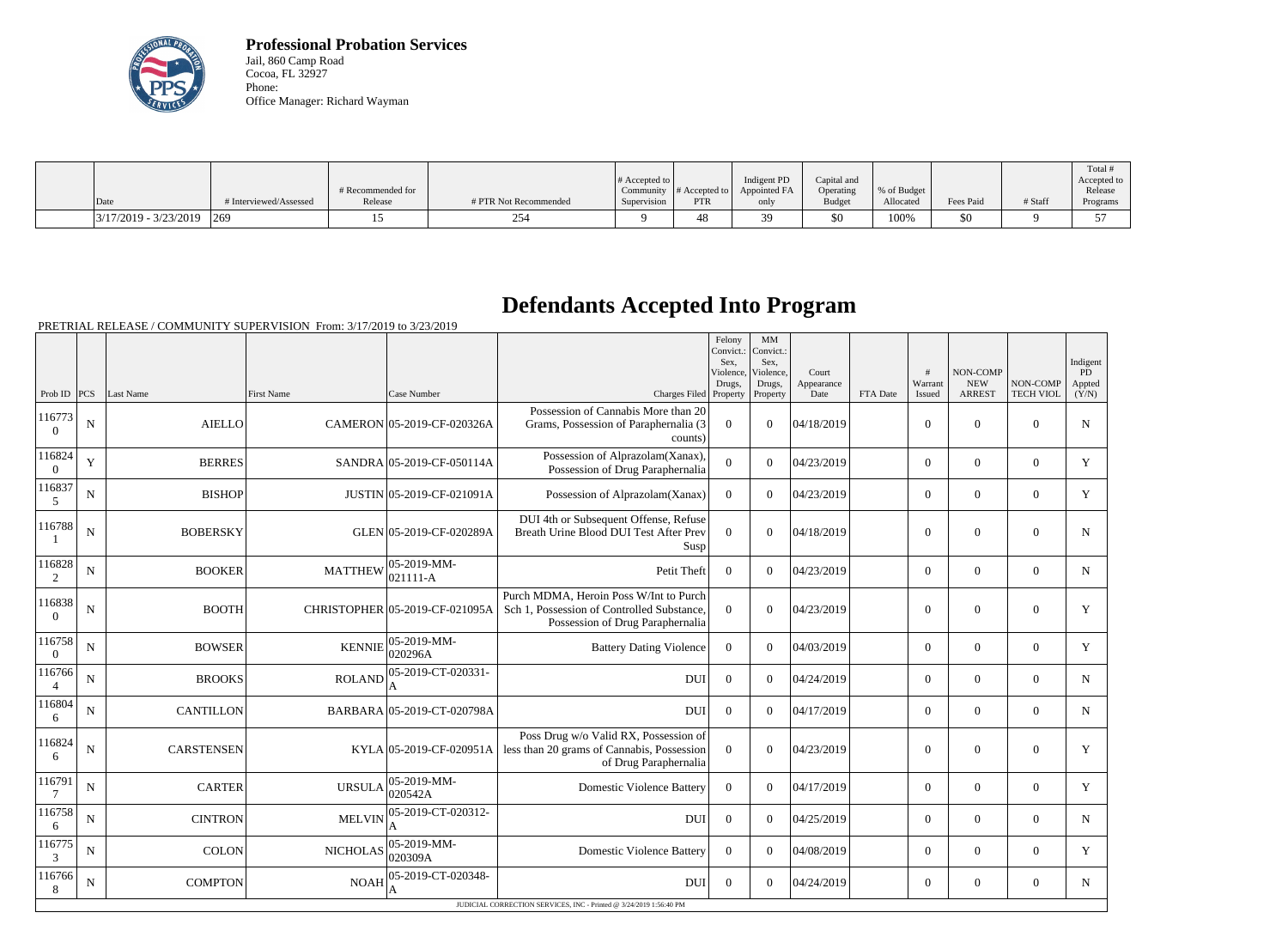**Professional Probation Services**
Jail, 860 Camp Road
Cocoa, FL 32927
Phone:
Office Manager: Richard Wayman

| Date | # Interviewed/Assessed | # Recommended for Release | # PTR Not Recommended | # Accepted to Community Supervision | # Accepted to PTR | Indigent PD Appointed FA only | Capital and Operating Budget | % of Budget Allocated | Fees Paid | # Staff | Total # Accepted to Release Programs |
|---|---|---|---|---|---|---|---|---|---|---|---|
| 3/17/2019 - 3/23/2019 | 269 | 15 | 254 | 9 | 48 | 39 | $0 | 100% | $0 | 9 | 57 |

# Defendants Accepted Into Program

PRETRIAL RELEASE / COMMUNITY SUPERVISION From: 3/17/2019 to 3/23/2019

| Prob ID | PCS | Last Name | First Name | Case Number | Charges Filed | Felony Convict.: Sex, Violence, Drugs, Property | MM Convict.: Sex, Violence, Drugs, Property | Court Appearance Date | FTA Date | # Warrant Issued | NON-COMP NEW ARREST | NON-COMP TECH VIOL | Indigent PD Appted (Y/N) |
|---|---|---|---|---|---|---|---|---|---|---|---|---|---|
| 1167730 | N | AIELLO | CAMERON | 05-2019-CF-020326A | Possession of Cannabis More than 20 Grams, Possession of Paraphernalia (3 counts) | 0 | 0 | 04/18/2019 | | 0 | 0 | 0 | N |
| 1168240 | Y | BERRES | SANDRA | 05-2019-CF-050114A | Possession of Alprazolam(Xanax), Possession of Drug Paraphernalia | 0 | 0 | 04/23/2019 | | 0 | 0 | 0 | Y |
| 1168375 | N | BISHOP | JUSTIN | 05-2019-CF-021091A | Possession of Alprazolam(Xanax) | 0 | 0 | 04/23/2019 | | 0 | 0 | 0 | Y |
| 1167881 | N | BOBERSKY | GLEN | 05-2019-CF-020289A | DUI 4th or Subsequent Offense, Refuse Breath Urine Blood DUI Test After Prev Susp | 0 | 0 | 04/18/2019 | | 0 | 0 | 0 | N |
| 1168282 | N | BOOKER | MATTHEW | 05-2019-MM-021111-A | Petit Theft | 0 | 0 | 04/23/2019 | | 0 | 0 | 0 | N |
| 1168380 | N | BOOTH | CHRISTOPHER | 05-2019-CF-021095A | Purch MDMA, Heroin Poss W/Int to Purch Sch 1, Possession of Controlled Substance, Possession of Drug Paraphernalia | 0 | 0 | 04/23/2019 | | 0 | 0 | 0 | Y |
| 1167580 | N | BOWSER | KENNIE | 05-2019-MM-020296A | Battery Dating Violence | 0 | 0 | 04/03/2019 | | 0 | 0 | 0 | Y |
| 1167664 | N | BROOKS | ROLAND | 05-2019-CT-020331-A | DUI | 0 | 0 | 04/24/2019 | | 0 | 0 | 0 | N |
| 1168046 | N | CANTILLON | BARBARA | 05-2019-CT-020798A | DUI | 0 | 0 | 04/17/2019 | | 0 | 0 | 0 | N |
| 1168246 | N | CARSTENSEN | KYLA | 05-2019-CF-020951A | Poss Drug w/o Valid RX, Possession of less than 20 grams of Cannabis, Possession of Drug Paraphernalia | 0 | 0 | 04/23/2019 | | 0 | 0 | 0 | Y |
| 1167917 | N | CARTER | URSULA | 05-2019-MM-020542A | Domestic Violence Battery | 0 | 0 | 04/17/2019 | | 0 | 0 | 0 | Y |
| 1167586 | N | CINTRON | MELVIN | 05-2019-CT-020312-A | DUI | 0 | 0 | 04/25/2019 | | 0 | 0 | 0 | N |
| 1167753 | N | COLON | NICHOLAS | 05-2019-MM-020309A | Domestic Violence Battery | 0 | 0 | 04/08/2019 | | 0 | 0 | 0 | Y |
| 1167668 | N | COMPTON | NOAH | 05-2019-CT-020348-A | DUI | 0 | 0 | 04/24/2019 | | 0 | 0 | 0 | N |

JUDICIAL CORRECTION SERVICES, INC - Printed @ 3/24/2019 1:56:40 PM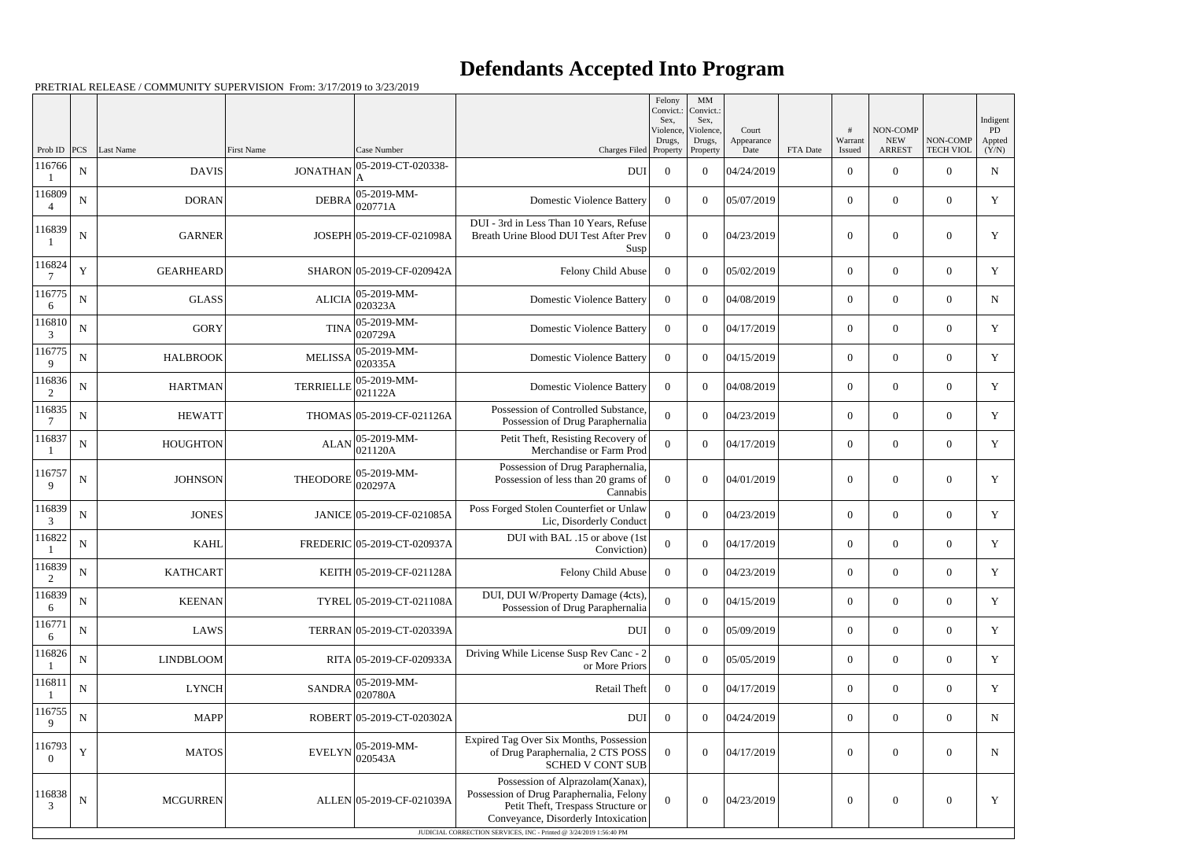# Defendants Accepted Into Program

PRETRIAL RELEASE / COMMUNITY SUPERVISION From: 3/17/2019 to 3/23/2019

| Prob ID | PCS | Last Name | First Name | Case Number | Charges Filed | Felony Convict.: Sex, Violence, Drugs, Property | MM Convict.: Sex, Violence, Drugs, Property | Court Appearance Date | FTA Date | # Warrant Issued | NON-COMP NEW ARREST | NON-COMP TECH VIOL | Indigent PD Appted (Y/N) |
|---|---|---|---|---|---|---|---|---|---|---|---|---|---|
| 1167661 | N | DAVIS | JONATHAN | 05-2019-CT-020338-A | DUI | 0 | 0 | 04/24/2019 | | 0 | 0 | 0 | N |
| 1168094 | N | DORAN | DEBRA | 05-2019-MM-020771A | Domestic Violence Battery | 0 | 0 | 05/07/2019 | | 0 | 0 | 0 | Y |
| 1168391 | N | GARNER | JOSEPH | 05-2019-CF-021098A | DUI - 3rd in Less Than 10 Years, Refuse Breath Urine Blood DUI Test After Prev Susp | 0 | 0 | 04/23/2019 | | 0 | 0 | 0 | Y |
| 1168247 | Y | GEARHEARD | SHARON | 05-2019-CF-020942A | Felony Child Abuse | 0 | 0 | 05/02/2019 | | 0 | 0 | 0 | Y |
| 1167756 | N | GLASS | ALICIA | 05-2019-MM-020323A | Domestic Violence Battery | 0 | 0 | 04/08/2019 | | 0 | 0 | 0 | N |
| 1168103 | N | GORY | TINA | 05-2019-MM-020729A | Domestic Violence Battery | 0 | 0 | 04/17/2019 | | 0 | 0 | 0 | Y |
| 1167759 | N | HALBROOK | MELISSA | 05-2019-MM-020335A | Domestic Violence Battery | 0 | 0 | 04/15/2019 | | 0 | 0 | 0 | Y |
| 1168362 | N | HARTMAN | TERRIELLE | 05-2019-MM-021122A | Domestic Violence Battery | 0 | 0 | 04/08/2019 | | 0 | 0 | 0 | Y |
| 1168357 | N | HEWATT | THOMAS | 05-2019-CF-021126A | Possession of Controlled Substance, Possession of Drug Paraphernalia | 0 | 0 | 04/23/2019 | | 0 | 0 | 0 | Y |
| 1168371 | N | HOUGHTON | ALAN | 05-2019-MM-021120A | Petit Theft, Resisting Recovery of Merchandise or Farm Prod | 0 | 0 | 04/17/2019 | | 0 | 0 | 0 | Y |
| 1167579 | N | JOHNSON | THEODORE | 05-2019-MM-020297A | Possession of Drug Paraphernalia, Possession of less than 20 grams of Cannabis | 0 | 0 | 04/01/2019 | | 0 | 0 | 0 | Y |
| 1168393 | N | JONES | JANICE | 05-2019-CF-021085A | Poss Forged Stolen Counterfeit or Unlaw Lic, Disorderly Conduct | 0 | 0 | 04/23/2019 | | 0 | 0 | 0 | Y |
| 1168221 | N | KAHL | FREDERIC | 05-2019-CT-020937A | DUI with BAL .15 or above (1st Conviction) | 0 | 0 | 04/17/2019 | | 0 | 0 | 0 | Y |
| 1168392 | N | KATHCART | KEITH | 05-2019-CF-021128A | Felony Child Abuse | 0 | 0 | 04/23/2019 | | 0 | 0 | 0 | Y |
| 1168396 | N | KEENAN | TYREL | 05-2019-CT-021108A | DUI, DUI W/Property Damage (4cts), Possession of Drug Paraphernalia | 0 | 0 | 04/15/2019 | | 0 | 0 | 0 | Y |
| 1167716 | N | LAWS | TERRAN | 05-2019-CT-020339A | DUI | 0 | 0 | 05/09/2019 | | 0 | 0 | 0 | Y |
| 1168261 | N | LINDBLOOM | RITA | 05-2019-CF-020933A | Driving While License Susp Rev Canc - 2 or More Priors | 0 | 0 | 05/05/2019 | | 0 | 0 | 0 | Y |
| 1168111 | N | LYNCH | SANDRA | 05-2019-MM-020780A | Retail Theft | 0 | 0 | 04/17/2019 | | 0 | 0 | 0 | Y |
| 1167559 | N | MAPP | ROBERT | 05-2019-CT-020302A | DUI | 0 | 0 | 04/24/2019 | | 0 | 0 | 0 | N |
| 1167930 | Y | MATOS | EVELYN | 05-2019-MM-020543A | Expired Tag Over Six Months, Possession of Drug Paraphernalia, 2 CTS POSS SCHED V CONT SUB | 0 | 0 | 04/17/2019 | | 0 | 0 | 0 | N |
| 1168383 | N | MCGURREN | ALLEN | 05-2019-CF-021039A | Possession of Alprazolam(Xanax), Possession of Drug Paraphernalia, Felony Petit Theft, Trespass Structure or Conveyance, Disorderly Intoxication | 0 | 0 | 04/23/2019 | | 0 | 0 | 0 | Y |

JUDICIAL CORRECTION SERVICES, INC - Printed @ 3/24/2019 1:56:40 PM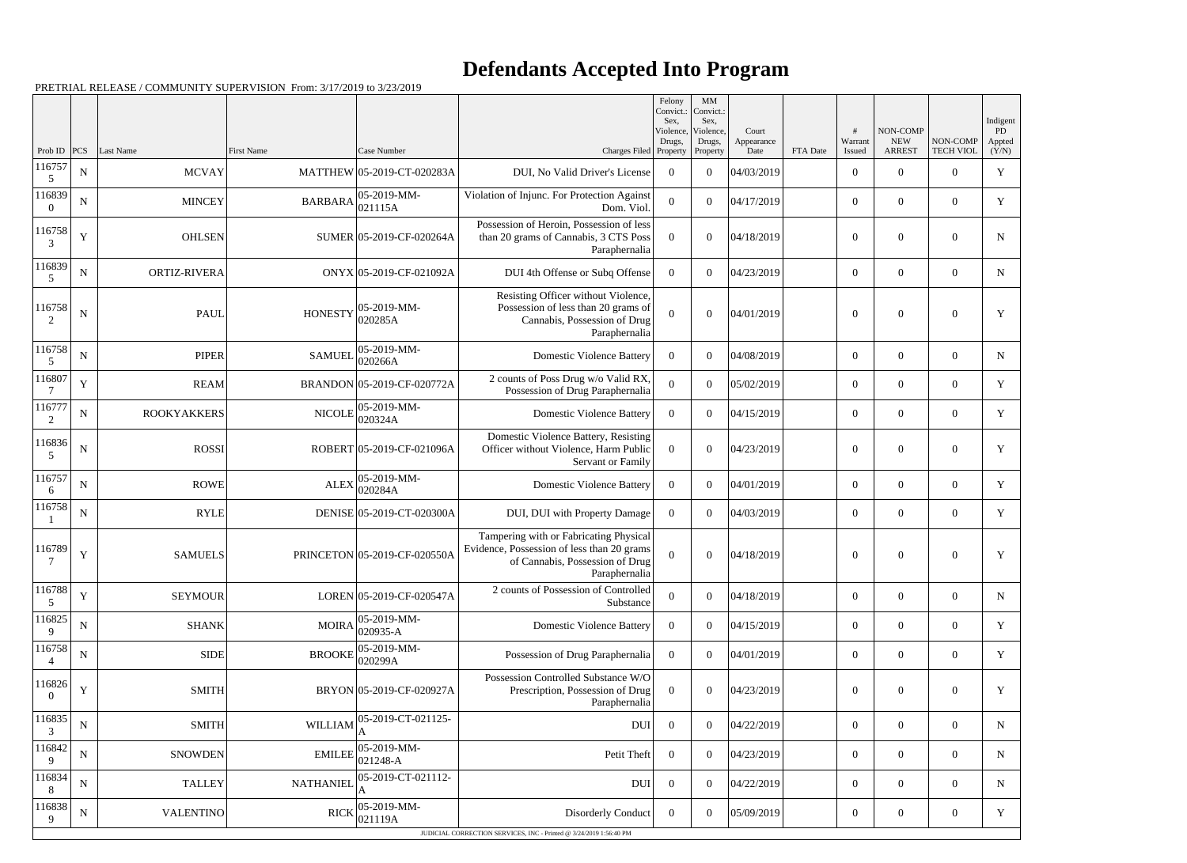# Defendants Accepted Into Program

PRETRIAL RELEASE / COMMUNITY SUPERVISION From: 3/17/2019 to 3/23/2019

| Prob ID | PCS | Last Name | First Name | Case Number | Charges Filed | Felony Convict.: Sex, Violence, Drugs, Property | MM Convict.: Sex, Violence, Drugs, Property | Court Appearance Date | FTA Date | # Warrant Issued | NON-COMP NEW ARREST | NON-COMP TECH VIOL | Indigent PD Appted (Y/N) |
|---|---|---|---|---|---|---|---|---|---|---|---|---|---|
| 1167575 | N | MCVAY | MATTHEW | 05-2019-CT-020283A | DUI, No Valid Driver's License | 0 | 0 | 04/03/2019 | | 0 | 0 | 0 | Y |
| 1168390 | N | MINCEY | BARBARA | 05-2019-MM-021115A | Violation of Injunc. For Protection Against Dom. Viol. | 0 | 0 | 04/17/2019 | | 0 | 0 | 0 | Y |
| 1167583 | Y | OHLSEN | SUMER | 05-2019-CF-020264A | Possession of Heroin, Possession of less than 20 grams of Cannabis, 3 CTS Poss Paraphernalia | 0 | 0 | 04/18/2019 | | 0 | 0 | 0 | N |
| 1168395 | N | ORTIZ-RIVERA | ONYX | 05-2019-CF-021092A | DUI 4th Offense or Subq Offense | 0 | 0 | 04/23/2019 | | 0 | 0 | 0 | N |
| 1167582 | N | PAUL | HONESTY | 05-2019-MM-020285A | Resisting Officer without Violence, Possession of less than 20 grams of Cannabis, Possession of Drug Paraphernalia | 0 | 0 | 04/01/2019 | | 0 | 0 | 0 | Y |
| 1167585 | N | PIPER | SAMUEL | 05-2019-MM-020266A | Domestic Violence Battery | 0 | 0 | 04/08/2019 | | 0 | 0 | 0 | N |
| 1168077 | Y | REAM | BRANDON | 05-2019-CF-020772A | 2 counts of Poss Drug w/o Valid RX, Possession of Drug Paraphernalia | 0 | 0 | 05/02/2019 | | 0 | 0 | 0 | Y |
| 1167772 | N | ROOKYAKKERS | NICOLE | 05-2019-MM-020324A | Domestic Violence Battery | 0 | 0 | 04/15/2019 | | 0 | 0 | 0 | Y |
| 1168365 | N | ROSSI | ROBERT | 05-2019-CF-021096A | Domestic Violence Battery, Resisting Officer without Violence, Harm Public Servant or Family | 0 | 0 | 04/23/2019 | | 0 | 0 | 0 | Y |
| 1167576 | N | ROWE | ALEX | 05-2019-MM-020284A | Domestic Violence Battery | 0 | 0 | 04/01/2019 | | 0 | 0 | 0 | Y |
| 1167581 | N | RYLE | DENISE | 05-2019-CT-020300A | DUI, DUI with Property Damage | 0 | 0 | 04/03/2019 | | 0 | 0 | 0 | Y |
| 1167897 | Y | SAMUELS | PRINCETON | 05-2019-CF-020550A | Tampering with or Fabricating Physical Evidence, Possession of less than 20 grams of Cannabis, Possession of Drug Paraphernalia | 0 | 0 | 04/18/2019 | | 0 | 0 | 0 | Y |
| 1167885 | Y | SEYMOUR | LOREN | 05-2019-CF-020547A | 2 counts of Possession of Controlled Substance | 0 | 0 | 04/18/2019 | | 0 | 0 | 0 | N |
| 1168259 | N | SHANK | MOIRA | 05-2019-MM-020935-A | Domestic Violence Battery | 0 | 0 | 04/15/2019 | | 0 | 0 | 0 | Y |
| 1167584 | N | SIDE | BROOKE | 05-2019-MM-020299A | Possession of Drug Paraphernalia | 0 | 0 | 04/01/2019 | | 0 | 0 | 0 | Y |
| 1168260 | Y | SMITH | BRYON | 05-2019-CF-020927A | Possession Controlled Substance W/O Prescription, Possession of Drug Paraphernalia | 0 | 0 | 04/23/2019 | | 0 | 0 | 0 | Y |
| 1168353 | N | SMITH | WILLIAM | 05-2019-CT-021125-A | DUI | 0 | 0 | 04/22/2019 | | 0 | 0 | 0 | N |
| 1168429 | N | SNOWDEN | EMILEE | 05-2019-MM-021248-A | Petit Theft | 0 | 0 | 04/23/2019 | | 0 | 0 | 0 | N |
| 1168348 | N | TALLEY | NATHANIEL | 05-2019-CT-021112-A | DUI | 0 | 0 | 04/22/2019 | | 0 | 0 | 0 | N |
| 1168389 | N | VALENTINO | RICK | 05-2019-MM-021119A | Disorderly Conduct | 0 | 0 | 05/09/2019 | | 0 | 0 | 0 | Y |

JUDICIAL CORRECTION SERVICES, INC - Printed @ 3/24/2019 1:56:40 PM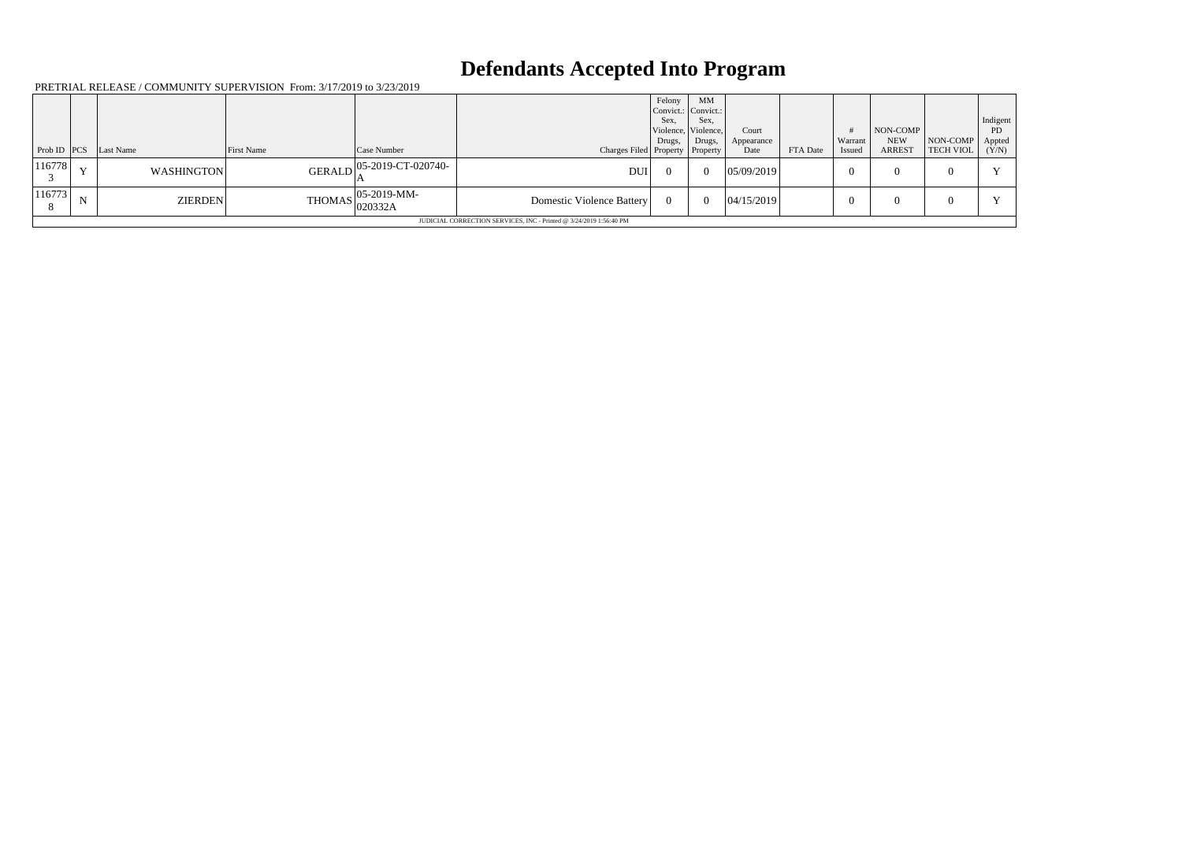# Defendants Accepted Into Program

PRETRIAL RELEASE / COMMUNITY SUPERVISION From: 3/17/2019 to 3/23/2019

| Prob ID | PCS | Last Name | First Name | Case Number | Charges Filed | Felony Convict.: Sex, Violence, Drugs, Property | MM Convict.: Sex, Violence, Drugs, Property | Court Appearance Date | FTA Date | # Warrant Issued | NON-COMP NEW ARREST | NON-COMP TECH VIOL | Indigent PD Appted (Y/N) |
|---|---|---|---|---|---|---|---|---|---|---|---|---|---|
| 1167783 | Y | WASHINGTON | GERALD | 05-2019-CT-020740-A | DUI | 0 | 0 | 05/09/2019 | | 0 | 0 | 0 | Y |
| 1167738 | N | ZIERDEN | THOMAS | 05-2019-MM-020332A | Domestic Violence Battery | 0 | 0 | 04/15/2019 | | 0 | 0 | 0 | Y |

JUDICIAL CORRECTION SERVICES, INC - Printed @ 3/24/2019 1:56:40 PM